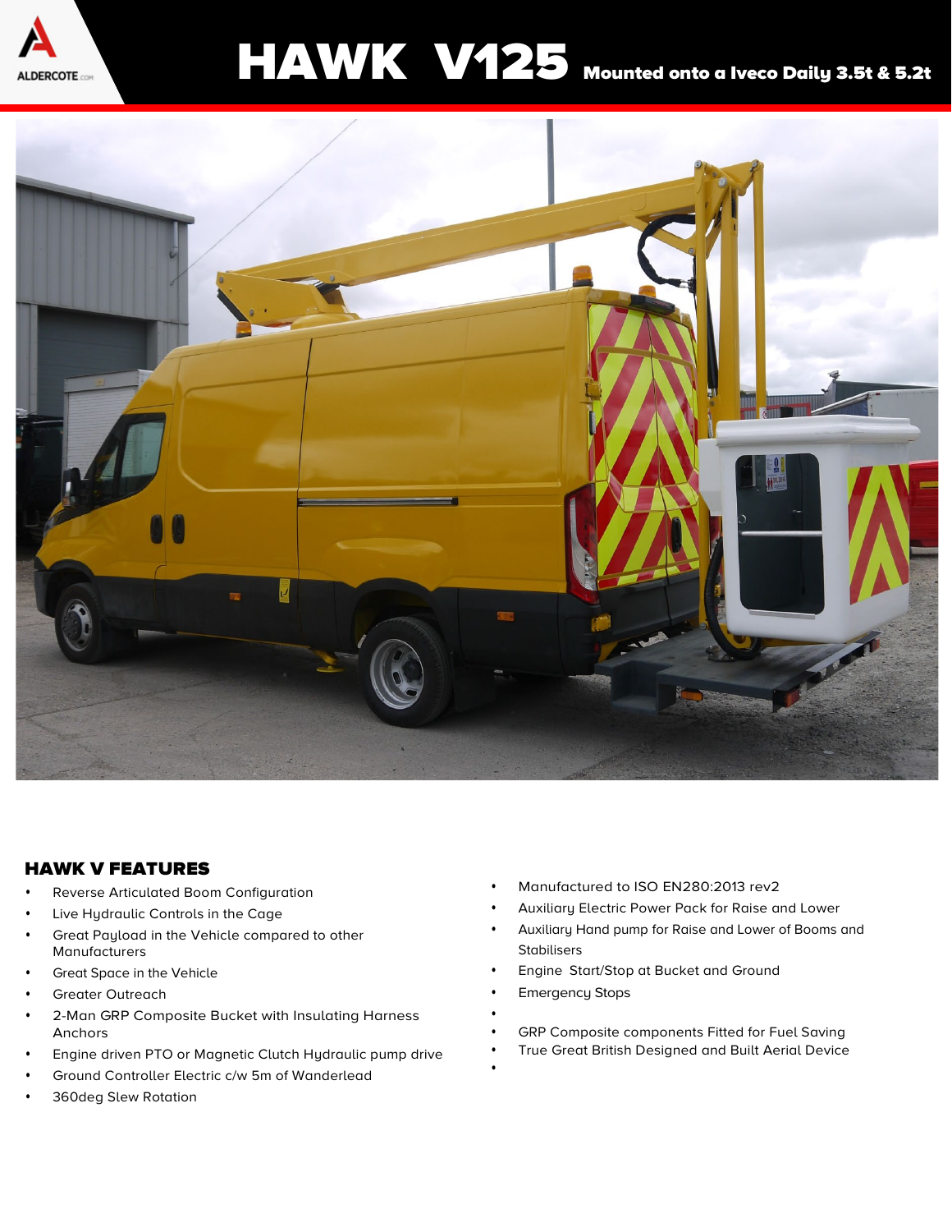# HAWK V125 Mounted onto a Iveco Daily 3.5t & 5.2t

## HAWK V FEATURES

- Reverse Articulated Boom Configuration
- Live Hydraulic Controls in the Cage
- Great Payload in the Vehicle compared to other Manufacturers
- Great Space in the Vehicle
- Greater Outreach
- 2-Man GRP Composite Bucket with Insulating Harness Anchors
- Engine driven PTO or Magnetic Clutch Hydraulic pump drive
- Ground Controller Electric c/w 5m of Wanderlead
- 360deg Slew Rotation
- Manufactured to ISO EN280:2013 rev2
- Auxiliary Electric Power Pack for Raise and Lower
- Auxiliary Hand pump for Raise and Lower of Booms and Stabilisers
- Engine Start/Stop at Bucket and Ground
- Emergency Stops
- GRP Composite components Fitted for Fuel Saving
- True Great British Designed and Built Aerial Device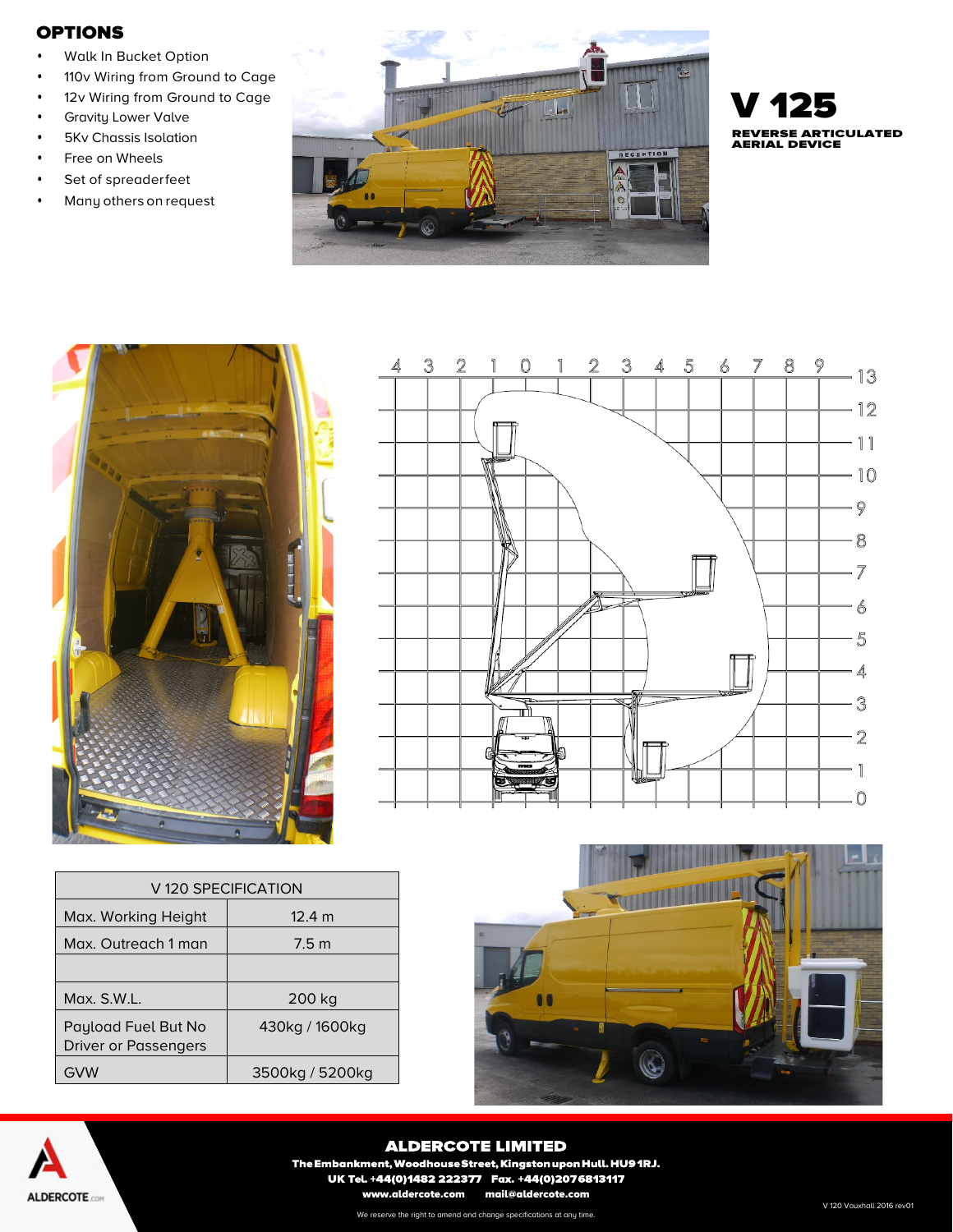## OPTIONS

- Walk In Bucket Option
- 110v Wiring from Ground to Cage
- 12v Wiring from Ground to Cage
- Gravity Lower Valve
- 5Kv Chassis Isolation
- Free on Wheels
- Set of spreaderfeet
- Many others on request

# V 125

**REVERSE ARTICULATED AERIAL DEVICE**

4 3 2 1 0 1 2 3 4 5 6 7 8 9

13 12 11 10 9 8 7 6 5 4 3 2 1 0

| V 120 SPECIFICATION | |
|---|---|
| Max. Working Height | 12.4 m |
| Max. Outreach 1 man | 7.5 m |
| | |
| Max. S.W.L. | 200 kg |
| Payload Fuel But No Driver or Passengers | 430kg / 1600kg |
| GVW | 3500kg / 5200kg |

**ALDERCOTE LIMITED**

**The Embankment, Woodhouse Street, Kingston upon Hull. HU9 1RJ.**

**UK Tel. +44(0)1482 222377 Fax. +44(0)2076813117**

**www.aldercote.com mail@aldercote.com**

We reserve the right to amend and change specifications at any time.

V 120 Vauxhall 2016 rev01